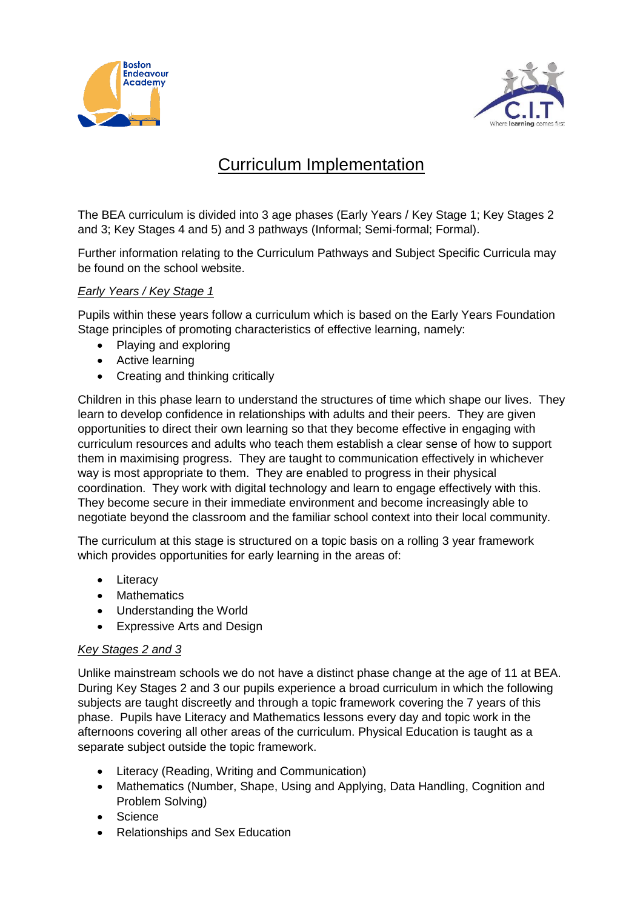# Curriculum Implementation

The BEA curriculum is divided into 3 age phases (Early Years / Key Stage 1; Key Stages 2 and 3; Key Stages 4 and 5) and 3 pathways (Informal; Semi-formal; Formal).

Further information relating to the Curriculum Pathways and Subject Specific Curricula may be found on the school website.

*Early Years / Key Stage 1*

Pupils within these years follow a curriculum which is based on the Early Years Foundation Stage principles of promoting characteristics of effective learning, namely:

- Playing and exploring
- Active learning
- Creating and thinking critically

Children in this phase learn to understand the structures of time which shape our lives. They learn to develop confidence in relationships with adults and their peers. They are given opportunities to direct their own learning so that they become effective in engaging with curriculum resources and adults who teach them establish a clear sense of how to support them in maximising progress. They are taught to communication effectively in whichever way is most appropriate to them. They are enabled to progress in their physical coordination. They work with digital technology and learn to engage effectively with this. They become secure in their immediate environment and become increasingly able to negotiate beyond the classroom and the familiar school context into their local community.

The curriculum at this stage is structured on a topic basis on a rolling 3 year framework which provides opportunities for early learning in the areas of:

- Literacy
- Mathematics
- Understanding the World
- Expressive Arts and Design

*Key Stages 2 and 3*

Unlike mainstream schools we do not have a distinct phase change at the age of 11 at BEA. During Key Stages 2 and 3 our pupils experience a broad curriculum in which the following subjects are taught discreetly and through a topic framework covering the 7 years of this phase. Pupils have Literacy and Mathematics lessons every day and topic work in the afternoons covering all other areas of the curriculum. Physical Education is taught as a separate subject outside the topic framework.

- Literacy (Reading, Writing and Communication)
- Mathematics (Number, Shape, Using and Applying, Data Handling, Cognition and Problem Solving)
- Science
- Relationships and Sex Education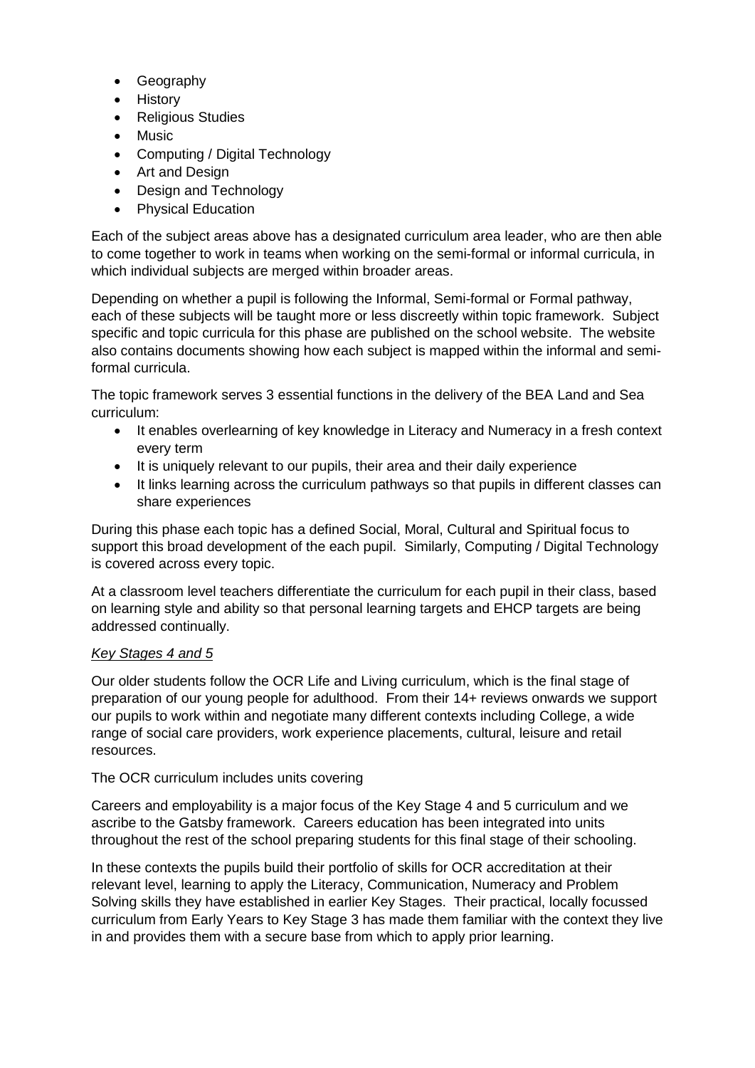- Geography
- History
- Religious Studies
- Music
- Computing / Digital Technology
- Art and Design
- Design and Technology
- Physical Education

Each of the subject areas above has a designated curriculum area leader, who are then able to come together to work in teams when working on the semi-formal or informal curricula, in which individual subjects are merged within broader areas.

Depending on whether a pupil is following the Informal, Semi-formal or Formal pathway, each of these subjects will be taught more or less discreetly within topic framework. Subject specific and topic curricula for this phase are published on the school website. The website also contains documents showing how each subject is mapped within the informal and semi-formal curricula.

The topic framework serves 3 essential functions in the delivery of the BEA Land and Sea curriculum:

- It enables overlearning of key knowledge in Literacy and Numeracy in a fresh context every term
- It is uniquely relevant to our pupils, their area and their daily experience
- It links learning across the curriculum pathways so that pupils in different classes can share experiences

During this phase each topic has a defined Social, Moral, Cultural and Spiritual focus to support this broad development of the each pupil. Similarly, Computing / Digital Technology is covered across every topic.

At a classroom level teachers differentiate the curriculum for each pupil in their class, based on learning style and ability so that personal learning targets and EHCP targets are being addressed continually.

*Key Stages 4 and 5*

Our older students follow the OCR Life and Living curriculum, which is the final stage of preparation of our young people for adulthood. From their 14+ reviews onwards we support our pupils to work within and negotiate many different contexts including College, a wide range of social care providers, work experience placements, cultural, leisure and retail resources.

The OCR curriculum includes units covering

Careers and employability is a major focus of the Key Stage 4 and 5 curriculum and we ascribe to the Gatsby framework. Careers education has been integrated into units throughout the rest of the school preparing students for this final stage of their schooling.

In these contexts the pupils build their portfolio of skills for OCR accreditation at their relevant level, learning to apply the Literacy, Communication, Numeracy and Problem Solving skills they have established in earlier Key Stages. Their practical, locally focussed curriculum from Early Years to Key Stage 3 has made them familiar with the context they live in and provides them with a secure base from which to apply prior learning.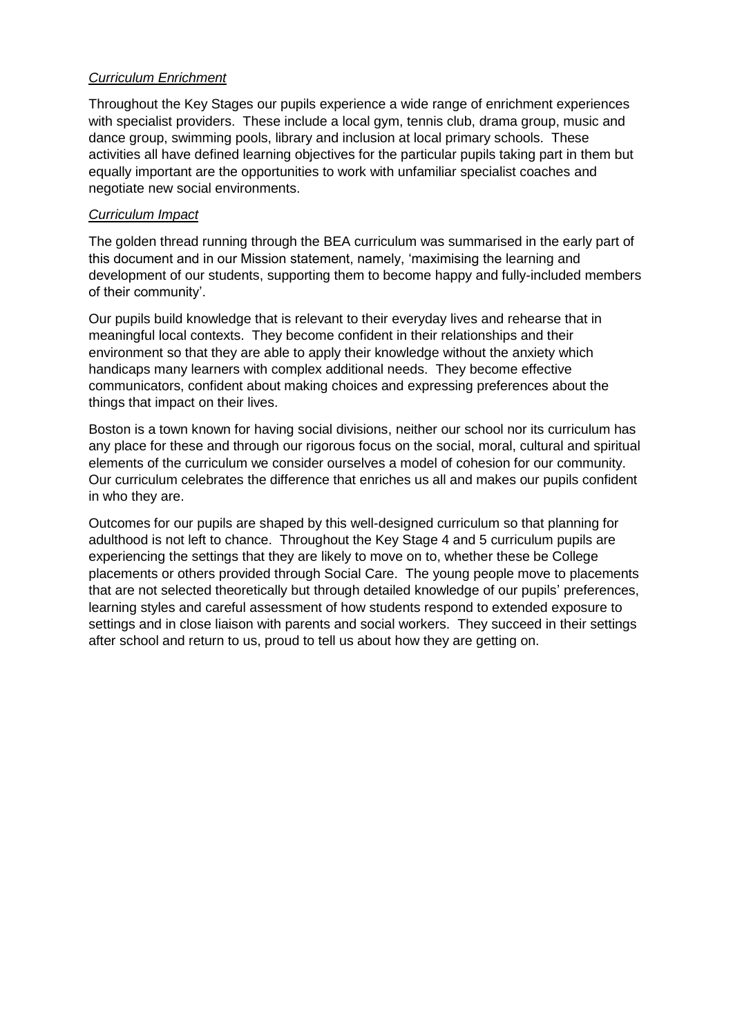*Curriculum Enrichment*

Throughout the Key Stages our pupils experience a wide range of enrichment experiences with specialist providers. These include a local gym, tennis club, drama group, music and dance group, swimming pools, library and inclusion at local primary schools. These activities all have defined learning objectives for the particular pupils taking part in them but equally important are the opportunities to work with unfamiliar specialist coaches and negotiate new social environments.

*Curriculum Impact*

The golden thread running through the BEA curriculum was summarised in the early part of this document and in our Mission statement, namely, 'maximising the learning and development of our students, supporting them to become happy and fully-included members of their community'.

Our pupils build knowledge that is relevant to their everyday lives and rehearse that in meaningful local contexts. They become confident in their relationships and their environment so that they are able to apply their knowledge without the anxiety which handicaps many learners with complex additional needs. They become effective communicators, confident about making choices and expressing preferences about the things that impact on their lives.

Boston is a town known for having social divisions, neither our school nor its curriculum has any place for these and through our rigorous focus on the social, moral, cultural and spiritual elements of the curriculum we consider ourselves a model of cohesion for our community. Our curriculum celebrates the difference that enriches us all and makes our pupils confident in who they are.

Outcomes for our pupils are shaped by this well-designed curriculum so that planning for adulthood is not left to chance. Throughout the Key Stage 4 and 5 curriculum pupils are experiencing the settings that they are likely to move on to, whether these be College placements or others provided through Social Care. The young people move to placements that are not selected theoretically but through detailed knowledge of our pupils' preferences, learning styles and careful assessment of how students respond to extended exposure to settings and in close liaison with parents and social workers. They succeed in their settings after school and return to us, proud to tell us about how they are getting on.